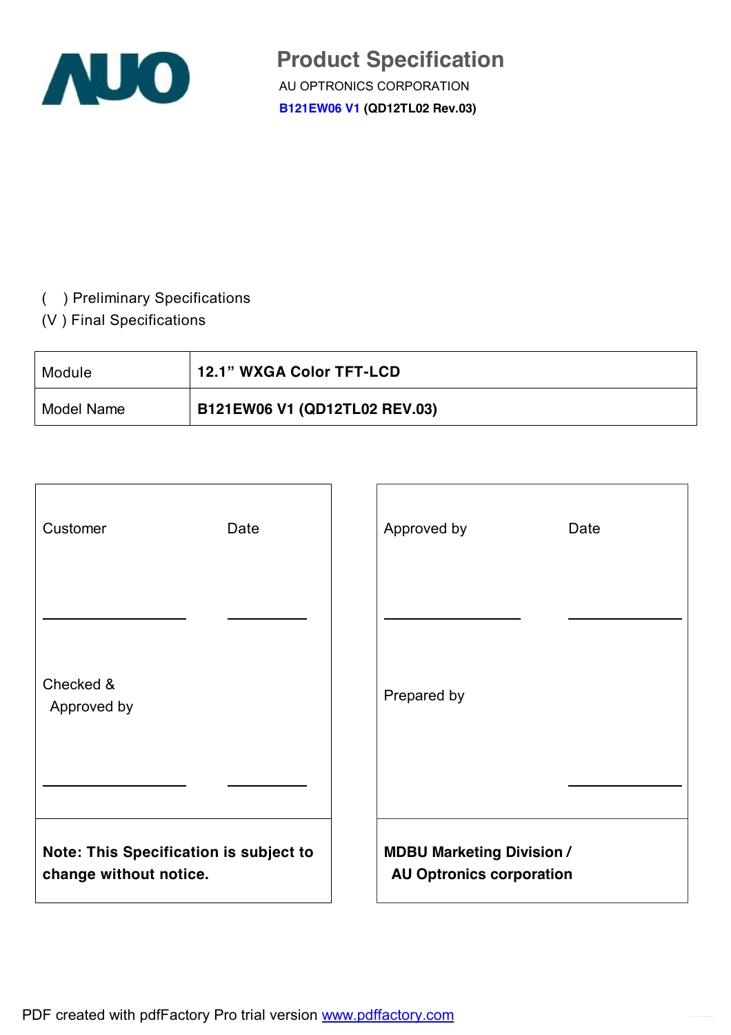AUO

# Product Specification

AU OPTRONICS CORPORATION

**B121EW06 V1 (QD12TL02 Rev.03)**

( ) Preliminary Specifications
(V ) Final Specifications

| Module | **12.1" WXGA Color TFT-LCD** |
|---|---|
| Model Name | **B121EW06 V1 (QD12TL02 REV.03)** |

| Customer | Date | Approved by | Date |
|---|---|---|---|
| ____________ | ________ | ____________ | ________ |
| Checked & Approved by | | Prepared by | |
| ____________ | ________ | | ________ |
| **Note: This Specification is subject to change without notice.** | | **MDBU Marketing Division / AU Optronics corporation** | |

PDF created with pdfFactory Pro trial version www.pdffactory.com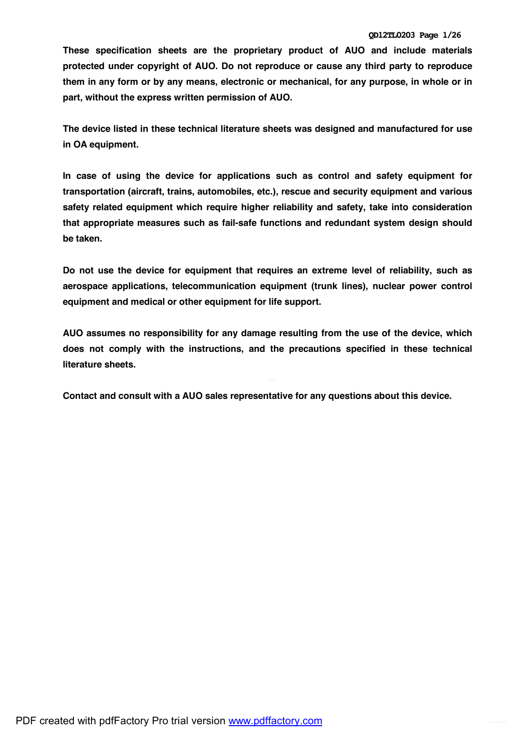**These specification sheets are the proprietary product of AUO and include materials protected under copyright of AUO. Do not reproduce or cause any third party to reproduce them in any form or by any means, electronic or mechanical, for any purpose, in whole or in part, without the express written permission of AUO.**

**The device listed in these technical literature sheets was designed and manufactured for use in OA equipment.**

**In case of using the device for applications such as control and safety equipment for transportation (aircraft, trains, automobiles, etc.), rescue and security equipment and various safety related equipment which require higher reliability and safety, take into consideration that appropriate measures such as fail-safe functions and redundant system design should be taken.**

**Do not use the device for equipment that requires an extreme level of reliability, such as aerospace applications, telecommunication equipment (trunk lines), nuclear power control equipment and medical or other equipment for life support.**

**AUO assumes no responsibility for any damage resulting from the use of the device, which does not comply with the instructions, and the precautions specified in these technical literature sheets.**

**Contact and consult with a AUO sales representative for any questions about this device.**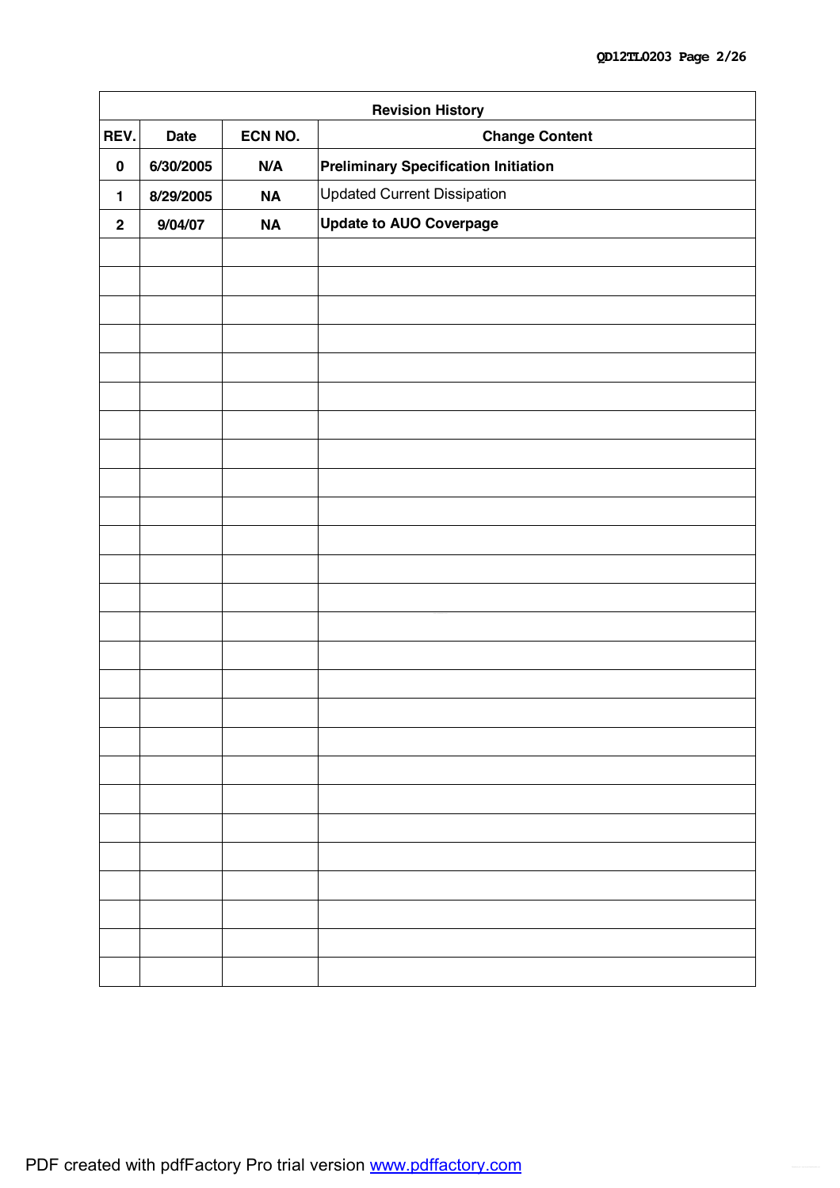| Revision History | | | |
|---|---|---|---|
| **REV.** | **Date** | **ECN NO.** | **Change Content** |
| **0** | **6/30/2005** | **N/A** | **Preliminary Specification Initiation** |
| **1** | **8/29/2005** | **NA** | Updated Current Dissipation |
| **2** | **9/04/07** | **NA** | **Update to AUO Coverpage** |
| | | | |
| | | | |
| | | | |
| | | | |
| | | | |
| | | | |
| | | | |
| | | | |
| | | | |
| | | | |
| | | | |
| | | | |
| | | | |
| | | | |
| | | | |
| | | | |
| | | | |
| | | | |
| | | | |
| | | | |
| | | | |
| | | | |
| | | | |
| | | | |
| | | | |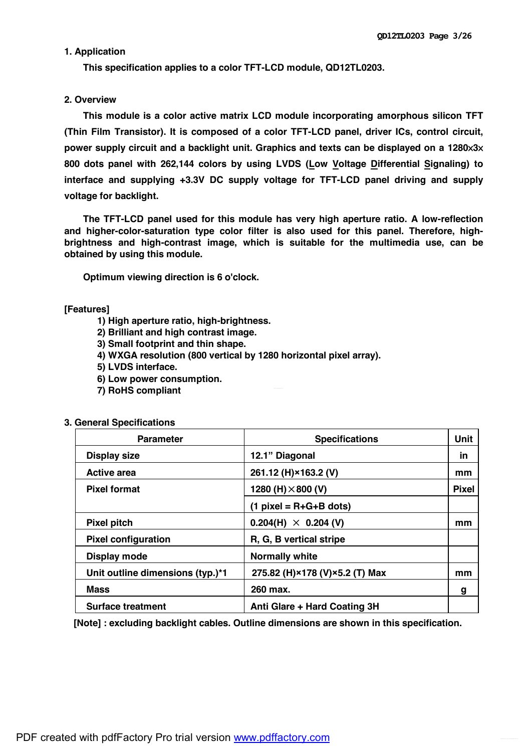## 1. Application

This specification applies to a color TFT-LCD module, QD12TL0203.

## 2. Overview

This module is a color active matrix LCD module incorporating amorphous silicon TFT (Thin Film Transistor). It is composed of a color TFT-LCD panel, driver ICs, control circuit, power supply circuit and a backlight unit. Graphics and texts can be displayed on a 1280×3× 800 dots panel with 262,144 colors by using LVDS (Low Voltage Differential Signaling) to interface and supplying +3.3V DC supply voltage for TFT-LCD panel driving and supply voltage for backlight.

The TFT-LCD panel used for this module has very high aperture ratio. A low-reflection and higher-color-saturation type color filter is also used for this panel. Therefore, high-brightness and high-contrast image, which is suitable for the multimedia use, can be obtained by using this module.

Optimum viewing direction is 6 o'clock.

**[Features]**

1) High aperture ratio, high-brightness.
2) Brilliant and high contrast image.
3) Small footprint and thin shape.
4) WXGA resolution (800 vertical by 1280 horizontal pixel array).
5) LVDS interface.
6) Low power consumption.
7) RoHS compliant

## 3. General Specifications

| Parameter | Specifications | Unit |
|---|---|---|
| Display size | 12.1" Diagonal | in |
| Active area | 261.12 (H)×163.2 (V) | mm |
| Pixel format | 1280 (H)×800 (V) | Pixel |
| | (1 pixel = R+G+B dots) | |
| Pixel pitch | 0.204(H) × 0.204 (V) | mm |
| Pixel configuration | R, G, B vertical stripe | |
| Display mode | Normally white | |
| Unit outline dimensions (typ.)*1 | 275.82 (H)×178 (V)×5.2 (T) Max | mm |
| Mass | 260 max. | g |
| Surface treatment | Anti Glare + Hard Coating 3H | |

[Note] : excluding backlight cables. Outline dimensions are shown in this specification.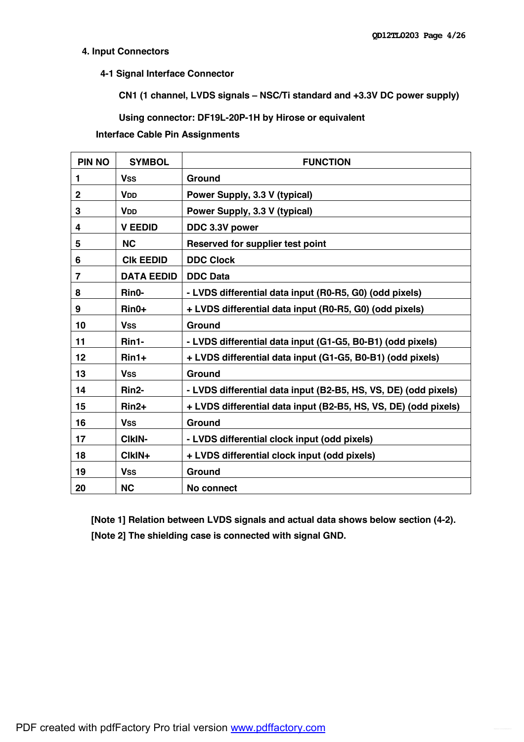## 4. Input Connectors

### 4-1 Signal Interface Connector

**CN1 (1 channel, LVDS signals – NSC/Ti standard and +3.3V DC power supply)**

**Using connector: DF19L-20P-1H by Hirose or equivalent**

**Interface Cable Pin Assignments**

| PIN NO | SYMBOL | FUNCTION |
|---|---|---|
| 1 | Vss | Ground |
| 2 | $V_{DD}$ | Power Supply, 3.3 V (typical) |
| 3 | $V_{DD}$ | Power Supply, 3.3 V (typical) |
| 4 | V EEDID | DDC 3.3V power |
| 5 | NC | Reserved for supplier test point |
| 6 | Clk EEDID | DDC Clock |
| 7 | DATA EEDID | DDC Data |
| 8 | Rin0- | - LVDS differential data input (R0-R5, G0) (odd pixels) |
| 9 | Rin0+ | + LVDS differential data input (R0-R5, G0) (odd pixels) |
| 10 | Vss | Ground |
| 11 | Rin1- | - LVDS differential data input (G1-G5, B0-B1) (odd pixels) |
| 12 | Rin1+ | + LVDS differential data input (G1-G5, B0-B1) (odd pixels) |
| 13 | Vss | Ground |
| 14 | Rin2- | - LVDS differential data input (B2-B5, HS, VS, DE) (odd pixels) |
| 15 | Rin2+ | + LVDS differential data input (B2-B5, HS, VS, DE) (odd pixels) |
| 16 | Vss | Ground |
| 17 | ClkIN- | - LVDS differential clock input (odd pixels) |
| 18 | ClkIN+ | + LVDS differential clock input (odd pixels) |
| 19 | Vss | Ground |
| 20 | NC | No connect |

**[Note 1] Relation between LVDS signals and actual data shows below section (4-2).**

**[Note 2] The shielding case is connected with signal GND.**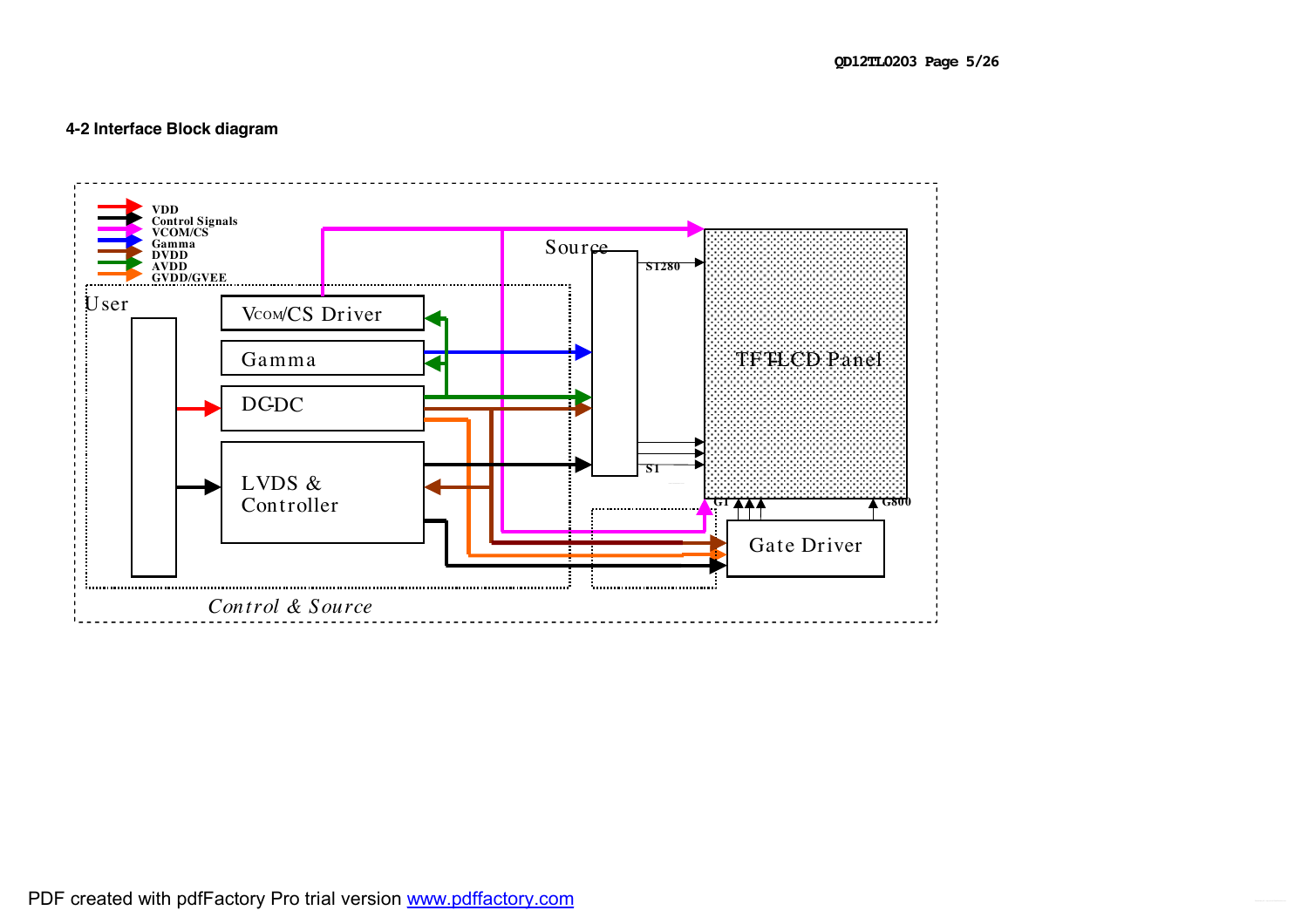#### 4-2 Interface Block diagram

VDD
Control Signals
VCOM/CS
Gamma
DVDD
AVDD
GVDD/GVEE

User

VCOM/CS Driver

Gamma

DC-DC

LVDS & Controller

Source

S1280

S1

TFT-LCD Panel

G1

G800

Gate Driver

*Control & Source*

PDF created with pdfFactory Pro trial version www.pdffactory.com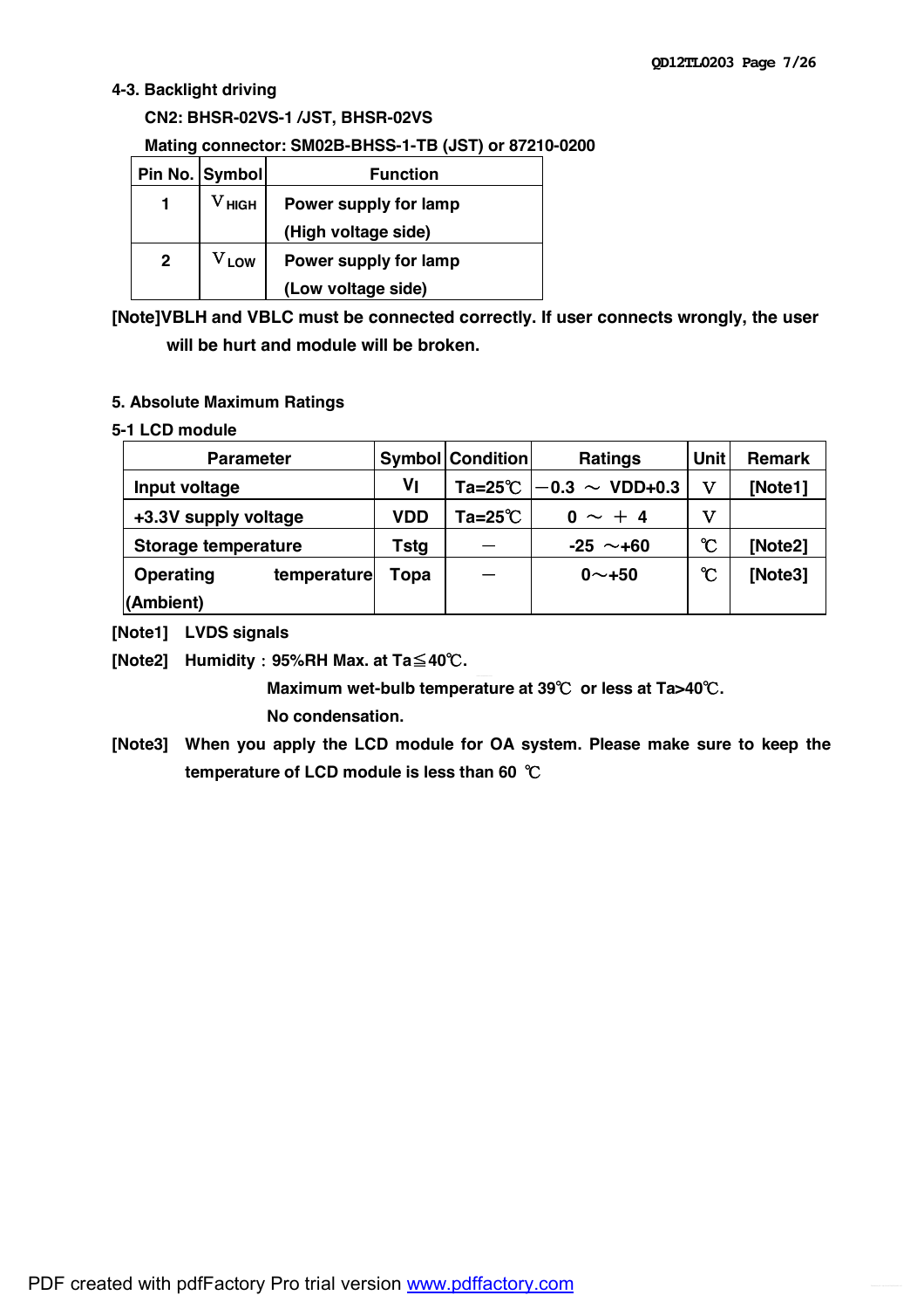### 4-3. Backlight driving

**CN2: BHSR-02VS-1 /JST, BHSR-02VS**

**Mating connector: SM02B-BHSS-1-TB (JST) or 87210-0200**

| Pin No. | Symbol | Function |
|---|---|---|
| 1 | $V_{HIGH}$ | Power supply for lamp (High voltage side) |
| 2 | $V_{LOW}$ | Power supply for lamp (Low voltage side) |

**[Note]VBLH and VBLC must be connected correctly. If user connects wrongly, the user will be hurt and module will be broken.**

## 5. Absolute Maximum Ratings

### 5-1 LCD module

| Parameter | Symbol | Condition | Ratings | Unit | Remark |
|---|---|---|---|---|---|
| Input voltage | $V_I$ | Ta=25℃ | −0.3 ～ VDD+0.3 | V | [Note1] |
| +3.3V supply voltage | VDD | Ta=25℃ | 0 ～ ＋ 4 | V | |
| Storage temperature | Tstg | − | -25 ～+60 | ℃ | [Note2] |
| Operating temperature (Ambient) | Topa | − | 0～+50 | ℃ | [Note3] |

[Note1] LVDS signals

[Note2] Humidity：95%RH Max. at Ta≦40℃.
Maximum wet-bulb temperature at 39℃ or less at Ta>40℃.
No condensation.

[Note3] When you apply the LCD module for OA system. Please make sure to keep the temperature of LCD module is less than 60 ℃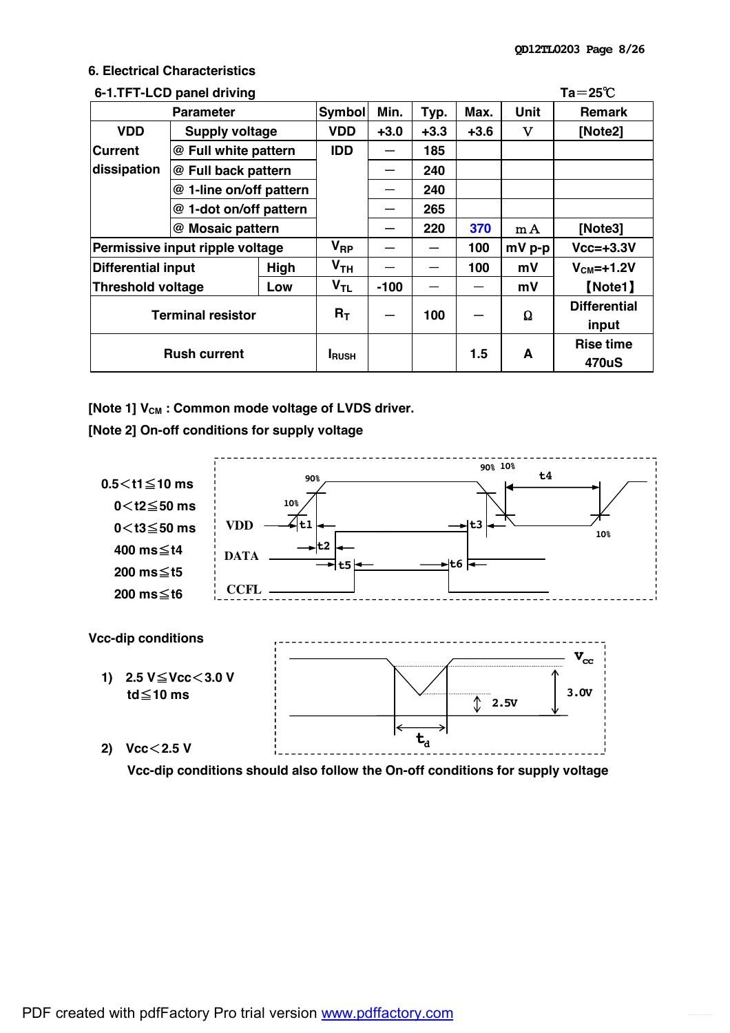## 6. Electrical Characteristics

### 6-1.TFT-LCD panel driving

Ta＝25℃

| Parameter | | | Symbol | Min. | Typ. | Max. | Unit | Remark |
|---|---|---|---|---|---|---|---|---|
| VDD | Supply voltage | | VDD | +3.0 | +3.3 | +3.6 | V | [Note2] |
| Current dissipation | @ Full white pattern | | IDD | — | 185 | | | |
| | @ Full back pattern | | | — | 240 | | | |
| | @ 1-line on/off pattern | | | — | 240 | | | |
| | @ 1-dot on/off pattern | | | — | 265 | | | |
| | @ Mosaic pattern | | | — | 220 | 370 | mA | [Note3] |
| Permissive input ripple voltage | | | $V_{RP}$ | — | — | 100 | mV p-p | Vcc=+3.3V |
| Differential input Threshold voltage | | High | $V_{TH}$ | — | — | 100 | mV | $V_{CM}$=+1.2V 【Note1】 |
| | | Low | $V_{TL}$ | -100 | — | — | mV | |
| Terminal resistor | | | $R_T$ | — | 100 | — | Ω | Differential input |
| Rush current | | | $I_{RUSH}$ | | | 1.5 | A | Rise time 470uS |

[Note 1] $V_{CM}$ : Common mode voltage of LVDS driver.

[Note 2] On-off conditions for supply voltage

0.5＜t1≦10 ms
0＜t2≦50 ms
0＜t3≦50 ms
400 ms≦t4
200 ms≦t5
200 ms≦t6

Vcc-dip conditions

1) 2.5 V≦Vcc＜3.0 V
td≦10 ms

2) Vcc＜2.5 V

Vcc-dip conditions should also follow the On-off conditions for supply voltage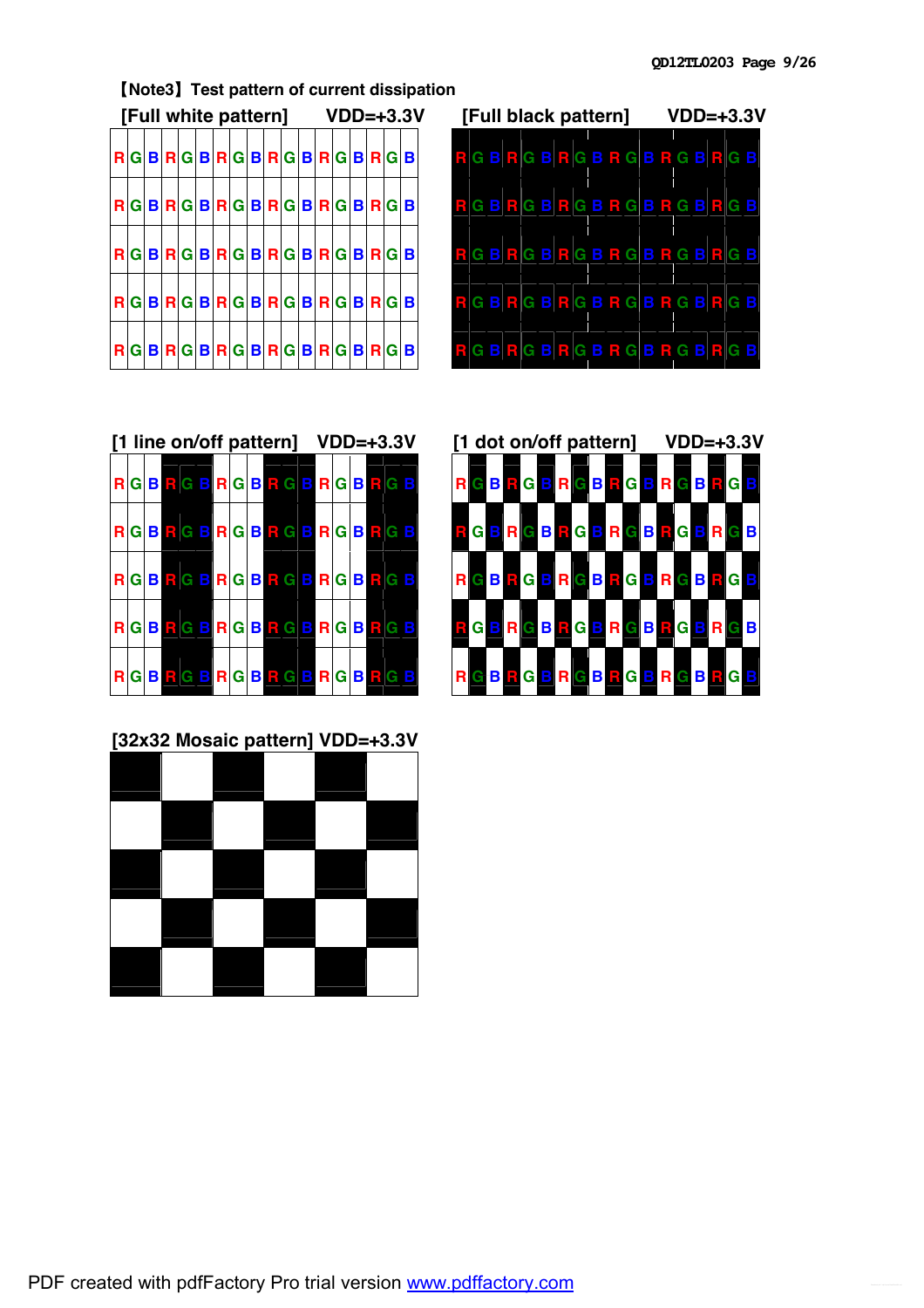【Note3】Test pattern of current dissipation

[Full white pattern] VDD=+3.3V

| R | G | B | R | G | B | R | G | B | R | G | B | R | G | B | R | G | B |
|---|---|---|---|---|---|---|---|---|---|---|---|---|---|---|---|---|---|
| R | G | B | R | G | B | R | G | B | R | G | B | R | G | B | R | G | B |
| R | G | B | R | G | B | R | G | B | R | G | B | R | G | B | R | G | B |
| R | G | B | R | G | B | R | G | B | R | G | B | R | G | B | R | G | B |
| R | G | B | R | G | B | R | G | B | R | G | B | R | G | B | R | G | B |

[Full black pattern] VDD=+3.3V

| R | G | B | R | G | B | R | G | B | R | G | B | R | G | B | R | G | B |
|---|---|---|---|---|---|---|---|---|---|---|---|---|---|---|---|---|---|
| R | G | B | R | G | B | R | G | B | R | G | B | R | G | B | R | G | B |
| R | G | B | R | G | B | R | G | B | R | G | B | R | G | B | R | G | B |
| R | G | B | R | G | B | R | G | B | R | G | B | R | G | B | R | G | B |
| R | G | B | R | G | B | R | G | B | R | G | B | R | G | B | R | G | B |

[1 line on/off pattern] VDD=+3.3V

| R | G | B | R | G | B | R | G | B | R | G | B | R | G | B | R | G | B |
|---|---|---|---|---|---|---|---|---|---|---|---|---|---|---|---|---|---|
| R | G | B | R | G | B | R | G | B | R | G | B | R | G | B | R | G | B |
| R | G | B | R | G | B | R | G | B | R | G | B | R | G | B | R | G | B |
| R | G | B | R | G | B | R | G | B | R | G | B | R | G | B | R | G | B |
| R | G | B | R | G | B | R | G | B | R | G | B | R | G | B | R | G | B |

[1 dot on/off pattern] VDD=+3.3V

| R | G | B | R | G | B | R | G | B | R | G | B | R | G | B | R | G | B |
|---|---|---|---|---|---|---|---|---|---|---|---|---|---|---|---|---|---|
| R | G | B | R | G | B | R | G | B | R | G | B | R | G | B | R | G | B |
| R | G | B | R | G | B | R | G | B | R | G | B | R | G | B | R | G | B |
| R | G | B | R | G | B | R | G | B | R | G | B | R | G | B | R | G | B |
| R | G | B | R | G | B | R | G | B | R | G | B | R | G | B | R | G | B |

[32x32 Mosaic pattern] VDD=+3.3V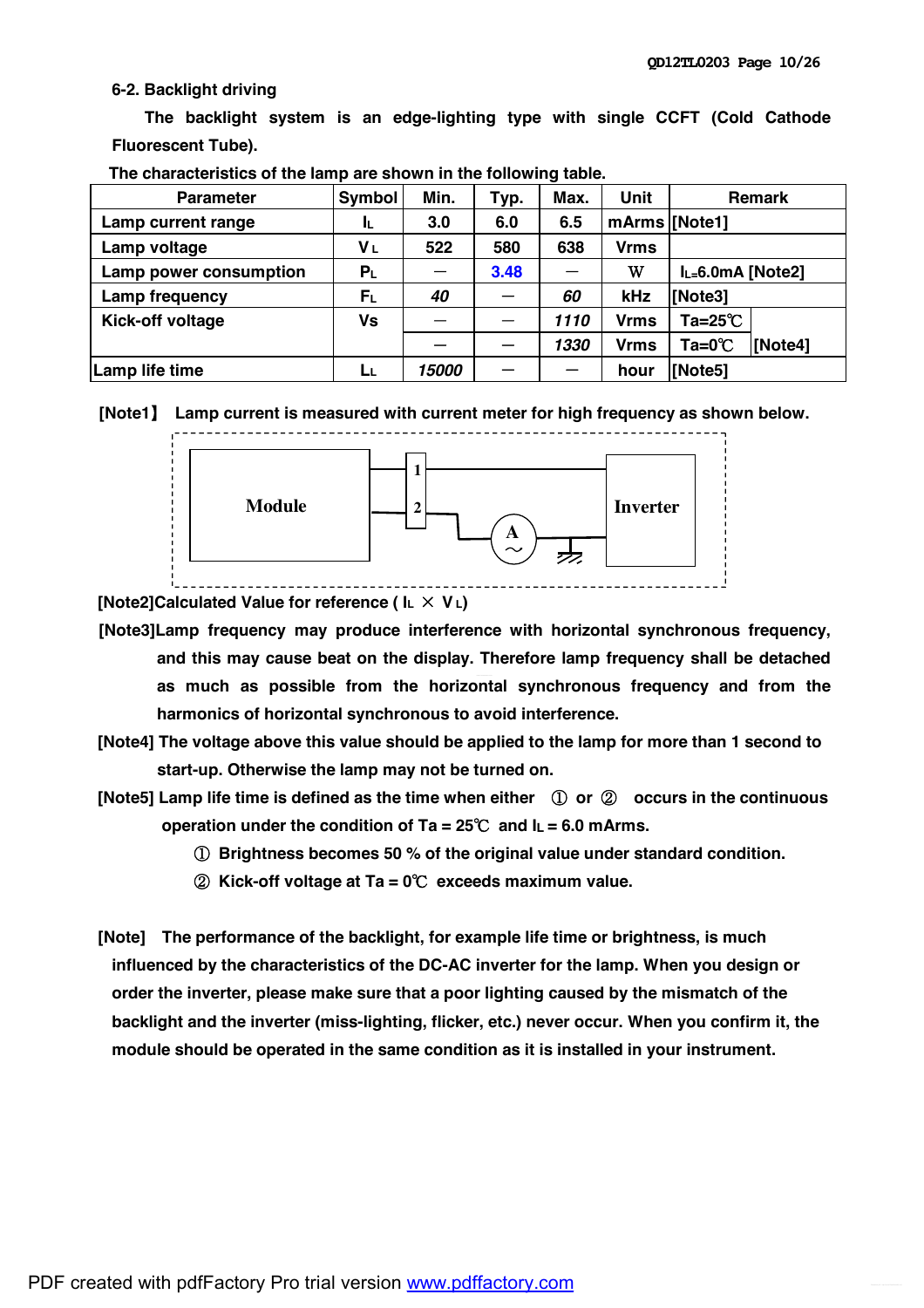**6-2. Backlight driving**

The backlight system is an edge-lighting type with single CCFT (Cold Cathode Fluorescent Tube).

The characteristics of the lamp are shown in the following table.

| Parameter | Symbol | Min. | Typ. | Max. | Unit | Remark | |
|---|---|---|---|---|---|---|---|
| Lamp current range | $I_L$ | 3.0 | 6.0 | 6.5 | mArms | [Note1] | |
| Lamp voltage | $V_L$ | 522 | 580 | 638 | Vrms | | |
| Lamp power consumption | $P_L$ | — | 3.48 | — | W | $I_L$=6.0mA [Note2] | |
| Lamp frequency | $F_L$ | *40* | — | *60* | kHz | [Note3] | |
| Kick-off voltage | Vs | — | — | *1110* | Vrms | Ta=25℃ | [Note4] |
| | | — | — | *1330* | Vrms | Ta=0℃ | |
| Lamp life time | $L_L$ | *15000* | — | — | hour | [Note5] | |

[Note1】 Lamp current is measured with current meter for high frequency as shown below.

Module — 1, 2 — A ~ — Inverter

[Note2]Calculated Value for reference ( $I_L \times V_L$)

[Note3]Lamp frequency may produce interference with horizontal synchronous frequency, and this may cause beat on the display. Therefore lamp frequency shall be detached as much as possible from the horizontal synchronous frequency and from the harmonics of horizontal synchronous to avoid interference.

[Note4] The voltage above this value should be applied to the lamp for more than 1 second to start-up. Otherwise the lamp may not be turned on.

[Note5] Lamp life time is defined as the time when either ① or ② occurs in the continuous operation under the condition of Ta = 25℃ and $I_L$ = 6.0 mArms.

① Brightness becomes 50 % of the original value under standard condition.

② Kick-off voltage at Ta = 0℃ exceeds maximum value.

[Note] The performance of the backlight, for example life time or brightness, is much influenced by the characteristics of the DC-AC inverter for the lamp. When you design or order the inverter, please make sure that a poor lighting caused by the mismatch of the backlight and the inverter (miss-lighting, flicker, etc.) never occur. When you confirm it, the module should be operated in the same condition as it is installed in your instrument.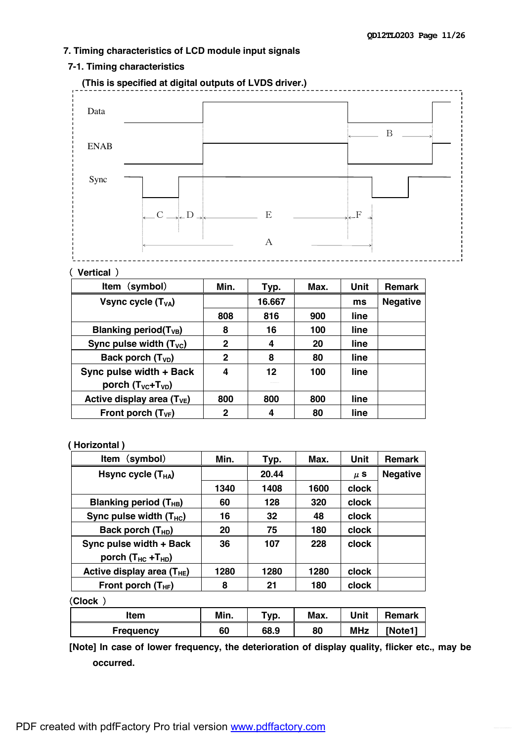## 7. Timing characteristics of LCD module input signals

### 7-1. Timing characteristics

**(This is specified at digital outputs of LVDS driver.)**

Data

ENAB

Sync

B

C D E F

A

**( Vertical )**

| Item（symbol） | Min. | Typ. | Max. | Unit | Remark |
|---|---|---|---|---|---|
| Vsync cycle ($T_{VA}$) | | 16.667 | | ms | Negative |
| | 808 | 816 | 900 | line | |
| Blanking period($T_{VB}$) | 8 | 16 | 100 | line | |
| Sync pulse width ($T_{VC}$) | 2 | 4 | 20 | line | |
| Back porch ($T_{VD}$) | 2 | 8 | 80 | line | |
| Sync pulse width + Back porch ($T_{VC}$+$T_{VD}$) | 4 | 12 | 100 | line | |
| Active display area ($T_{VE}$) | 800 | 800 | 800 | line | |
| Front porch ($T_{VF}$) | 2 | 4 | 80 | line | |

**( Horizontal )**

| Item（symbol） | Min. | Typ. | Max. | Unit | Remark |
|---|---|---|---|---|---|
| Hsync cycle ($T_{HA}$) | | 20.44 | | $\mu$ s | Negative |
| | 1340 | 1408 | 1600 | clock | |
| Blanking period ($T_{HB}$) | 60 | 128 | 320 | clock | |
| Sync pulse width ($T_{HC}$) | 16 | 32 | 48 | clock | |
| Back porch ($T_{HD}$) | 20 | 75 | 180 | clock | |
| Sync pulse width + Back porch ($T_{HC}$ +$T_{HD}$) | 36 | 107 | 228 | clock | |
| Active display area ($T_{HE}$) | 1280 | 1280 | 1280 | clock | |
| Front porch ($T_{HF}$) | 8 | 21 | 180 | clock | |

**(Clock )**

| Item | Min. | Typ. | Max. | Unit | Remark |
|---|---|---|---|---|---|
| Frequency | 60 | 68.9 | 80 | MHz | [Note1] |

**[Note] In case of lower frequency, the deterioration of display quality, flicker etc., may be occurred.**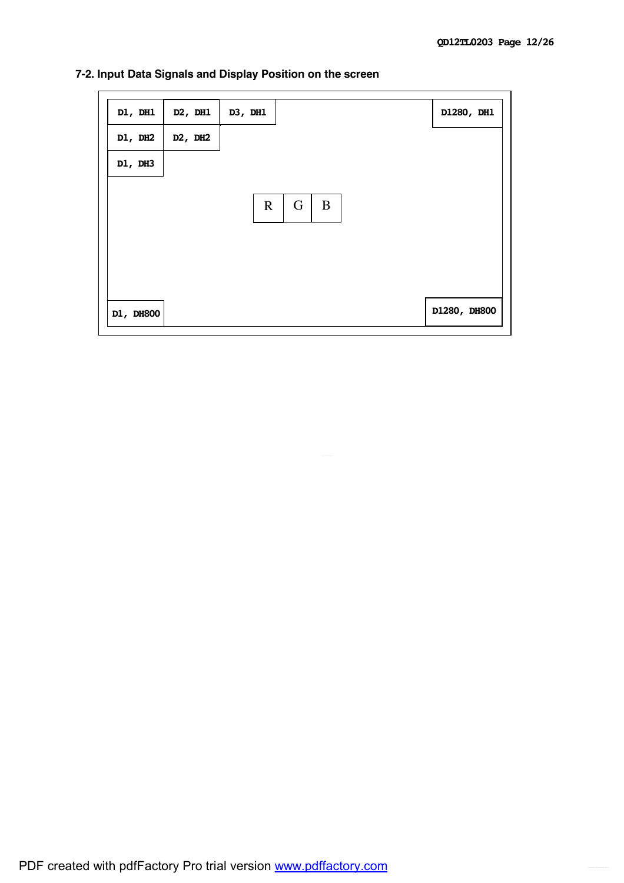### 7-2. Input Data Signals and Display Position on the screen

| D1, DH1 | D2, DH1 | D3, DH1 | | D1280, DH1 |
|---|---|---|---|---|
| D1, DH2 | D2, DH2 | | | |
| D1, DH3 | | | | |
| | | R G B | | |
| D1, DH800 | | | | D1280, DH800 |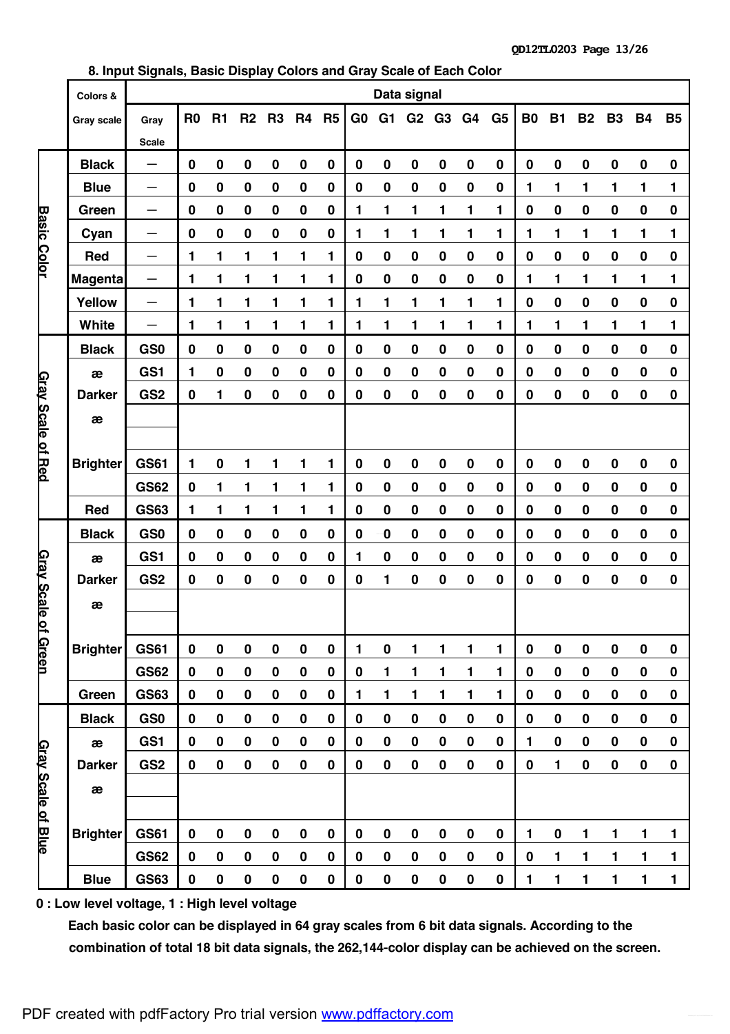## 8. Input Signals, Basic Display Colors and Gray Scale of Each Color

| | Colors & Gray scale | Gray Scale | R0 | R1 | R2 | R3 | R4 | R5 | G0 | G1 | G2 | G3 | G4 | G5 | B0 | B1 | B2 | B3 | B4 | B5 |
|---|---|---|---|---|---|---|---|---|---|---|---|---|---|---|---|---|---|---|---|---|
| Basic Color | Black | — | 0 | 0 | 0 | 0 | 0 | 0 | 0 | 0 | 0 | 0 | 0 | 0 | 0 | 0 | 0 | 0 | 0 | 0 |
| | Blue | — | 0 | 0 | 0 | 0 | 0 | 0 | 0 | 0 | 0 | 0 | 0 | 0 | 1 | 1 | 1 | 1 | 1 | 1 |
| | Green | — | 0 | 0 | 0 | 0 | 0 | 0 | 1 | 1 | 1 | 1 | 1 | 1 | 0 | 0 | 0 | 0 | 0 | 0 |
| | Cyan | — | 0 | 0 | 0 | 0 | 0 | 0 | 1 | 1 | 1 | 1 | 1 | 1 | 1 | 1 | 1 | 1 | 1 | 1 |
| | Red | — | 1 | 1 | 1 | 1 | 1 | 1 | 0 | 0 | 0 | 0 | 0 | 0 | 0 | 0 | 0 | 0 | 0 | 0 |
| | Magenta | — | 1 | 1 | 1 | 1 | 1 | 1 | 0 | 0 | 0 | 0 | 0 | 0 | 1 | 1 | 1 | 1 | 1 | 1 |
| | Yellow | — | 1 | 1 | 1 | 1 | 1 | 1 | 1 | 1 | 1 | 1 | 1 | 1 | 0 | 0 | 0 | 0 | 0 | 0 |
| | White | — | 1 | 1 | 1 | 1 | 1 | 1 | 1 | 1 | 1 | 1 | 1 | 1 | 1 | 1 | 1 | 1 | 1 | 1 |
| Gray Scale of Red | Black | GS0 | 0 | 0 | 0 | 0 | 0 | 0 | 0 | 0 | 0 | 0 | 0 | 0 | 0 | 0 | 0 | 0 | 0 | 0 |
| | æ | GS1 | 1 | 0 | 0 | 0 | 0 | 0 | 0 | 0 | 0 | 0 | 0 | 0 | 0 | 0 | 0 | 0 | 0 | 0 |
| | Darker | GS2 | 0 | 1 | 0 | 0 | 0 | 0 | 0 | 0 | 0 | 0 | 0 | 0 | 0 | 0 | 0 | 0 | 0 | 0 |
| | æ | | | | | | | | | | | | | | | | | | | |
| | | | | | | | | | | | | | | | | | | | | |
| | Brighter | GS61 | 1 | 0 | 1 | 1 | 1 | 1 | 0 | 0 | 0 | 0 | 0 | 0 | 0 | 0 | 0 | 0 | 0 | 0 |
| | | GS62 | 0 | 1 | 1 | 1 | 1 | 1 | 0 | 0 | 0 | 0 | 0 | 0 | 0 | 0 | 0 | 0 | 0 | 0 |
| | Red | GS63 | 1 | 1 | 1 | 1 | 1 | 1 | 0 | 0 | 0 | 0 | 0 | 0 | 0 | 0 | 0 | 0 | 0 | 0 |
| Gray Scale of Green | Black | GS0 | 0 | 0 | 0 | 0 | 0 | 0 | 0 | 0 | 0 | 0 | 0 | 0 | 0 | 0 | 0 | 0 | 0 | 0 |
| | æ | GS1 | 0 | 0 | 0 | 0 | 0 | 0 | 1 | 0 | 0 | 0 | 0 | 0 | 0 | 0 | 0 | 0 | 0 | 0 |
| | Darker | GS2 | 0 | 0 | 0 | 0 | 0 | 0 | 0 | 1 | 0 | 0 | 0 | 0 | 0 | 0 | 0 | 0 | 0 | 0 |
| | æ | | | | | | | | | | | | | | | | | | | |
| | | | | | | | | | | | | | | | | | | | | |
| | Brighter | GS61 | 0 | 0 | 0 | 0 | 0 | 0 | 1 | 0 | 1 | 1 | 1 | 1 | 0 | 0 | 0 | 0 | 0 | 0 |
| | | GS62 | 0 | 0 | 0 | 0 | 0 | 0 | 0 | 1 | 1 | 1 | 1 | 1 | 0 | 0 | 0 | 0 | 0 | 0 |
| | Green | GS63 | 0 | 0 | 0 | 0 | 0 | 0 | 1 | 1 | 1 | 1 | 1 | 1 | 0 | 0 | 0 | 0 | 0 | 0 |
| Gray Scale of Blue | Black | GS0 | 0 | 0 | 0 | 0 | 0 | 0 | 0 | 0 | 0 | 0 | 0 | 0 | 0 | 0 | 0 | 0 | 0 | 0 |
| | æ | GS1 | 0 | 0 | 0 | 0 | 0 | 0 | 0 | 0 | 0 | 0 | 0 | 0 | 1 | 0 | 0 | 0 | 0 | 0 |
| | Darker | GS2 | 0 | 0 | 0 | 0 | 0 | 0 | 0 | 0 | 0 | 0 | 0 | 0 | 0 | 1 | 0 | 0 | 0 | 0 |
| | æ | | | | | | | | | | | | | | | | | | | |
| | | | | | | | | | | | | | | | | | | | | |
| | Brighter | GS61 | 0 | 0 | 0 | 0 | 0 | 0 | 0 | 0 | 0 | 0 | 0 | 0 | 1 | 0 | 1 | 1 | 1 | 1 |
| | | GS62 | 0 | 0 | 0 | 0 | 0 | 0 | 0 | 0 | 0 | 0 | 0 | 0 | 0 | 1 | 1 | 1 | 1 | 1 |
| | Blue | GS63 | 0 | 0 | 0 | 0 | 0 | 0 | 0 | 0 | 0 | 0 | 0 | 0 | 1 | 1 | 1 | 1 | 1 | 1 |

**0 : Low level voltage, 1 : High level voltage**

**Each basic color can be displayed in 64 gray scales from 6 bit data signals. According to the combination of total 18 bit data signals, the 262,144-color display can be achieved on the screen.**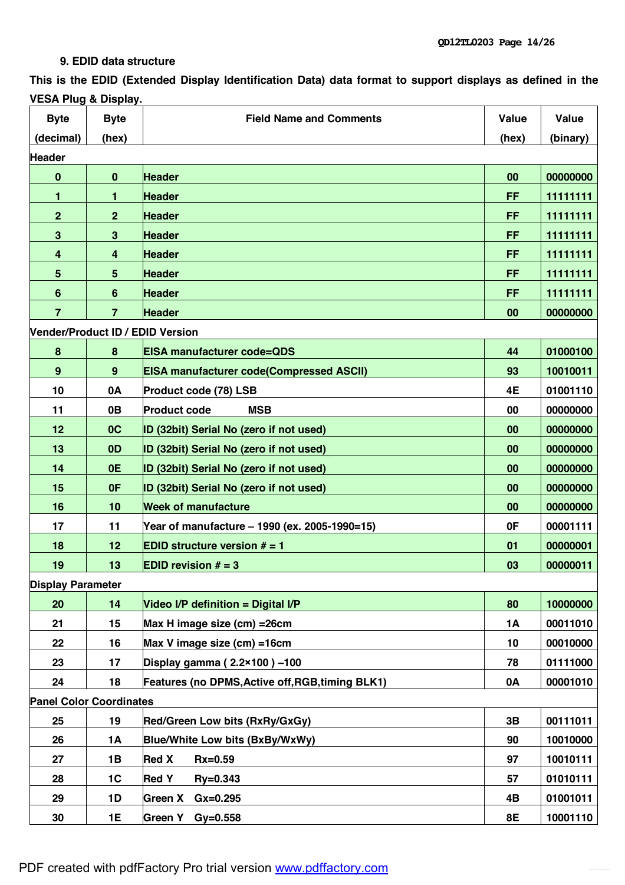## 9. EDID data structure

**This is the EDID (Extended Display Identification Data) data format to support displays as defined in the VESA Plug & Display.**

| Byte (decimal) | Byte (hex) | Field Name and Comments | Value (hex) | Value (binary) |
|---|---|---|---|---|
| **Header** | | | | |
| 0 | 0 | Header | 00 | 00000000 |
| 1 | 1 | Header | FF | 11111111 |
| 2 | 2 | Header | FF | 11111111 |
| 3 | 3 | Header | FF | 11111111 |
| 4 | 4 | Header | FF | 11111111 |
| 5 | 5 | Header | FF | 11111111 |
| 6 | 6 | Header | FF | 11111111 |
| 7 | 7 | Header | 00 | 00000000 |
| **Vender/Product ID / EDID Version** | | | | |
| 8 | 8 | EISA manufacturer code=QDS | 44 | 01000100 |
| 9 | 9 | EISA manufacturer code(Compressed ASCII) | 93 | 10010011 |
| 10 | 0A | Product code (78) LSB | 4E | 01001110 |
| 11 | 0B | Product code MSB | 00 | 00000000 |
| 12 | 0C | ID (32bit) Serial No (zero if not used) | 00 | 00000000 |
| 13 | 0D | ID (32bit) Serial No (zero if not used) | 00 | 00000000 |
| 14 | 0E | ID (32bit) Serial No (zero if not used) | 00 | 00000000 |
| 15 | 0F | ID (32bit) Serial No (zero if not used) | 00 | 00000000 |
| 16 | 10 | Week of manufacture | 00 | 00000000 |
| 17 | 11 | Year of manufacture – 1990 (ex. 2005-1990=15) | 0F | 00001111 |
| 18 | 12 | EDID structure version # = 1 | 01 | 00000001 |
| 19 | 13 | EDID revision # = 3 | 03 | 00000011 |
| **Display Parameter** | | | | |
| 20 | 14 | Video I/P definition = Digital I/P | 80 | 10000000 |
| 21 | 15 | Max H image size (cm) =26cm | 1A | 00011010 |
| 22 | 16 | Max V image size (cm) =16cm | 10 | 00010000 |
| 23 | 17 | Display gamma ( 2.2×100 ) –100 | 78 | 01111000 |
| 24 | 18 | Features (no DPMS,Active off,RGB,timing BLK1) | 0A | 00001010 |
| **Panel Color Coordinates** | | | | |
| 25 | 19 | Red/Green Low bits (RxRy/GxGy) | 3B | 00111011 |
| 26 | 1A | Blue/White Low bits (BxBy/WxWy) | 90 | 10010000 |
| 27 | 1B | Red X Rx=0.59 | 97 | 10010111 |
| 28 | 1C | Red Y Ry=0.343 | 57 | 01010111 |
| 29 | 1D | Green X Gx=0.295 | 4B | 01001011 |
| 30 | 1E | Green Y Gy=0.558 | 8E | 10001110 |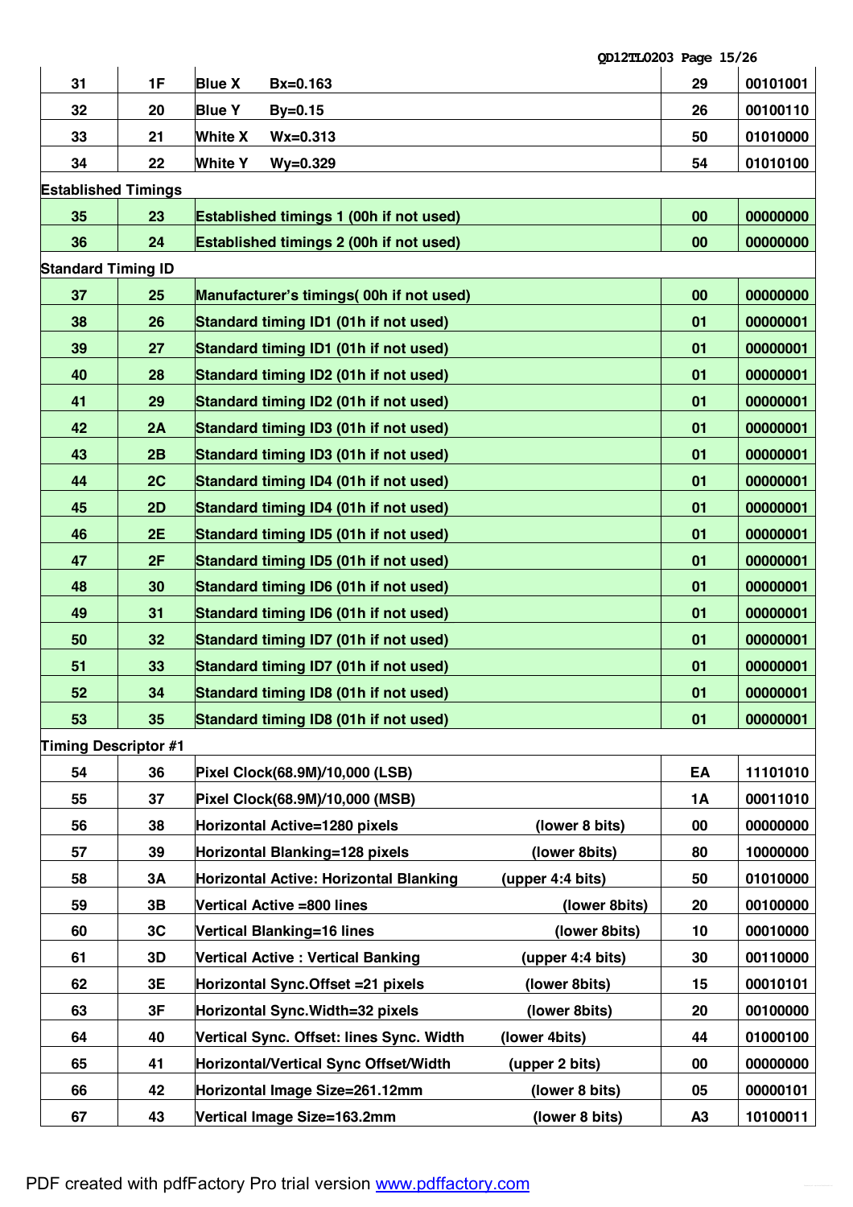| | | | | |
|---|---|---|---|---|
| 31 | 1F | Blue X Bx=0.163 | 29 | 00101001 |
| 32 | 20 | Blue Y By=0.15 | 26 | 00100110 |
| 33 | 21 | White X Wx=0.313 | 50 | 01010000 |
| 34 | 22 | White Y Wy=0.329 | 54 | 01010100 |
| **Established Timings** | | | | |
| 35 | 23 | Established timings 1 (00h if not used) | 00 | 00000000 |
| 36 | 24 | Established timings 2 (00h if not used) | 00 | 00000000 |
| **Standard Timing ID** | | | | |
| 37 | 25 | Manufacturer's timings( 00h if not used) | 00 | 00000000 |
| 38 | 26 | Standard timing ID1 (01h if not used) | 01 | 00000001 |
| 39 | 27 | Standard timing ID1 (01h if not used) | 01 | 00000001 |
| 40 | 28 | Standard timing ID2 (01h if not used) | 01 | 00000001 |
| 41 | 29 | Standard timing ID2 (01h if not used) | 01 | 00000001 |
| 42 | 2A | Standard timing ID3 (01h if not used) | 01 | 00000001 |
| 43 | 2B | Standard timing ID3 (01h if not used) | 01 | 00000001 |
| 44 | 2C | Standard timing ID4 (01h if not used) | 01 | 00000001 |
| 45 | 2D | Standard timing ID4 (01h if not used) | 01 | 00000001 |
| 46 | 2E | Standard timing ID5 (01h if not used) | 01 | 00000001 |
| 47 | 2F | Standard timing ID5 (01h if not used) | 01 | 00000001 |
| 48 | 30 | Standard timing ID6 (01h if not used) | 01 | 00000001 |
| 49 | 31 | Standard timing ID6 (01h if not used) | 01 | 00000001 |
| 50 | 32 | Standard timing ID7 (01h if not used) | 01 | 00000001 |
| 51 | 33 | Standard timing ID7 (01h if not used) | 01 | 00000001 |
| 52 | 34 | Standard timing ID8 (01h if not used) | 01 | 00000001 |
| 53 | 35 | Standard timing ID8 (01h if not used) | 01 | 00000001 |
| **Timing Descriptor #1** | | | | |
| 54 | 36 | Pixel Clock(68.9M)/10,000 (LSB) | EA | 11101010 |
| 55 | 37 | Pixel Clock(68.9M)/10,000 (MSB) | 1A | 00011010 |
| 56 | 38 | Horizontal Active=1280 pixels (lower 8 bits) | 00 | 00000000 |
| 57 | 39 | Horizontal Blanking=128 pixels (lower 8bits) | 80 | 10000000 |
| 58 | 3A | Horizontal Active: Horizontal Blanking (upper 4:4 bits) | 50 | 01010000 |
| 59 | 3B | Vertical Active =800 lines (lower 8bits) | 20 | 00100000 |
| 60 | 3C | Vertical Blanking=16 lines (lower 8bits) | 10 | 00010000 |
| 61 | 3D | Vertical Active : Vertical Banking (upper 4:4 bits) | 30 | 00110000 |
| 62 | 3E | Horizontal Sync.Offset =21 pixels (lower 8bits) | 15 | 00010101 |
| 63 | 3F | Horizontal Sync.Width=32 pixels (lower 8bits) | 20 | 00100000 |
| 64 | 40 | Vertical Sync. Offset: lines Sync. Width (lower 4bits) | 44 | 01000100 |
| 65 | 41 | Horizontal/Vertical Sync Offset/Width (upper 2 bits) | 00 | 00000000 |
| 66 | 42 | Horizontal Image Size=261.12mm (lower 8 bits) | 05 | 00000101 |
| 67 | 43 | Vertical Image Size=163.2mm (lower 8 bits) | A3 | 10100011 |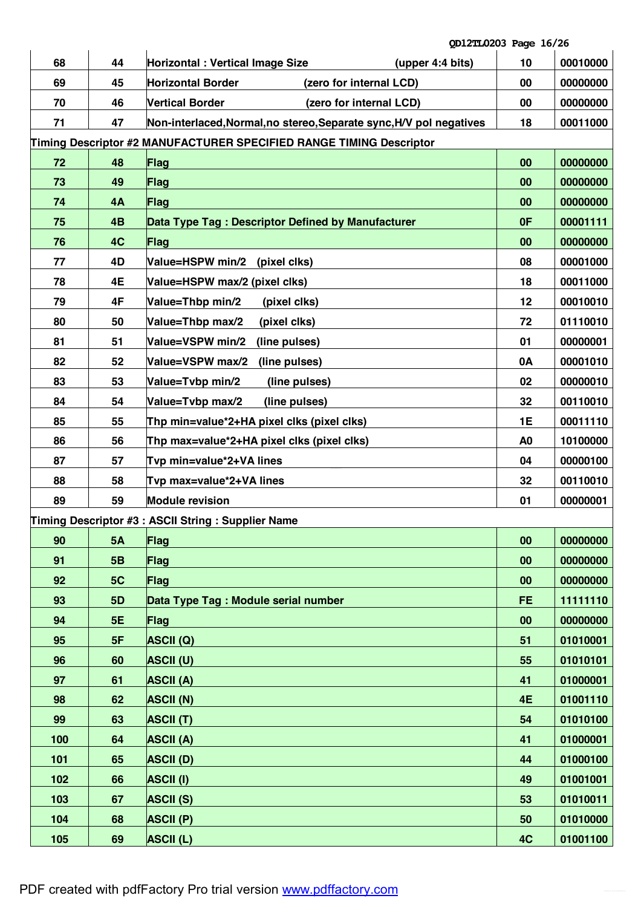| | | | | |
|---|---|---|---|---|
| 68 | 44 | Horizontal : Vertical Image Size (upper 4:4 bits) | 10 | 00010000 |
| 69 | 45 | Horizontal Border (zero for internal LCD) | 00 | 00000000 |
| 70 | 46 | Vertical Border (zero for internal LCD) | 00 | 00000000 |
| 71 | 47 | Non-interlaced,Normal,no stereo,Separate sync,H/V pol negatives | 18 | 00011000 |
| **Timing Descriptor #2 MANUFACTURER SPECIFIED RANGE TIMING Descriptor** | | | | |
| 72 | 48 | Flag | 00 | 00000000 |
| 73 | 49 | Flag | 00 | 00000000 |
| 74 | 4A | Flag | 00 | 00000000 |
| 75 | 4B | Data Type Tag : Descriptor Defined by Manufacturer | 0F | 00001111 |
| 76 | 4C | Flag | 00 | 00000000 |
| 77 | 4D | Value=HSPW min/2 (pixel clks) | 08 | 00001000 |
| 78 | 4E | Value=HSPW max/2 (pixel clks) | 18 | 00011000 |
| 79 | 4F | Value=Thbp min/2 (pixel clks) | 12 | 00010010 |
| 80 | 50 | Value=Thbp max/2 (pixel clks) | 72 | 01110010 |
| 81 | 51 | Value=VSPW min/2 (line pulses) | 01 | 00000001 |
| 82 | 52 | Value=VSPW max/2 (line pulses) | 0A | 00001010 |
| 83 | 53 | Value=Tvbp min/2 (line pulses) | 02 | 00000010 |
| 84 | 54 | Value=Tvbp max/2 (line pulses) | 32 | 00110010 |
| 85 | 55 | Thp min=value*2+HA pixel clks (pixel clks) | 1E | 00011110 |
| 86 | 56 | Thp max=value*2+HA pixel clks (pixel clks) | A0 | 10100000 |
| 87 | 57 | Tvp min=value*2+VA lines | 04 | 00000100 |
| 88 | 58 | Tvp max=value*2+VA lines | 32 | 00110010 |
| 89 | 59 | Module revision | 01 | 00000001 |
| **Timing Descriptor #3 : ASCII String : Supplier Name** | | | | |
| 90 | 5A | Flag | 00 | 00000000 |
| 91 | 5B | Flag | 00 | 00000000 |
| 92 | 5C | Flag | 00 | 00000000 |
| 93 | 5D | Data Type Tag : Module serial number | FE | 11111110 |
| 94 | 5E | Flag | 00 | 00000000 |
| 95 | 5F | ASCII (Q) | 51 | 01010001 |
| 96 | 60 | ASCII (U) | 55 | 01010101 |
| 97 | 61 | ASCII (A) | 41 | 01000001 |
| 98 | 62 | ASCII (N) | 4E | 01001110 |
| 99 | 63 | ASCII (T) | 54 | 01010100 |
| 100 | 64 | ASCII (A) | 41 | 01000001 |
| 101 | 65 | ASCII (D) | 44 | 01000100 |
| 102 | 66 | ASCII (I) | 49 | 01001001 |
| 103 | 67 | ASCII (S) | 53 | 01010011 |
| 104 | 68 | ASCII (P) | 50 | 01010000 |
| 105 | 69 | ASCII (L) | 4C | 01001100 |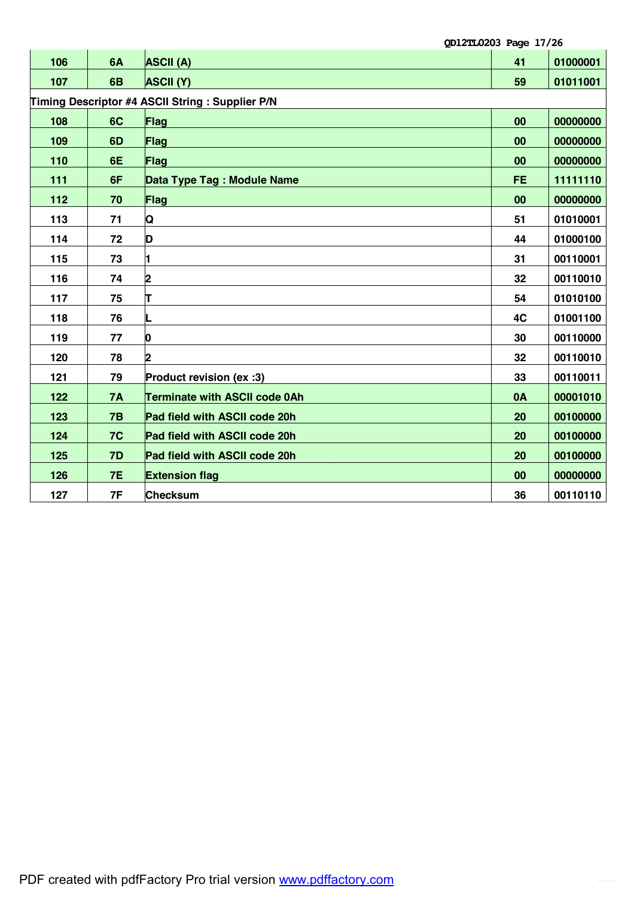| | | | | |
|---|---|---|---|---|
| 106 | 6A | ASCII (A) | 41 | 01000001 |
| 107 | 6B | ASCII (Y) | 59 | 01011001 |
| Timing Descriptor #4 ASCII String : Supplier P/N | | | | |
| 108 | 6C | Flag | 00 | 00000000 |
| 109 | 6D | Flag | 00 | 00000000 |
| 110 | 6E | Flag | 00 | 00000000 |
| 111 | 6F | Data Type Tag : Module Name | FE | 11111110 |
| 112 | 70 | Flag | 00 | 00000000 |
| 113 | 71 | Q | 51 | 01010001 |
| 114 | 72 | D | 44 | 01000100 |
| 115 | 73 | 1 | 31 | 00110001 |
| 116 | 74 | 2 | 32 | 00110010 |
| 117 | 75 | T | 54 | 01010100 |
| 118 | 76 | L | 4C | 01001100 |
| 119 | 77 | 0 | 30 | 00110000 |
| 120 | 78 | 2 | 32 | 00110010 |
| 121 | 79 | Product revision (ex :3) | 33 | 00110011 |
| 122 | 7A | Terminate with ASCII code 0Ah | 0A | 00001010 |
| 123 | 7B | Pad field with ASCII code 20h | 20 | 00100000 |
| 124 | 7C | Pad field with ASCII code 20h | 20 | 00100000 |
| 125 | 7D | Pad field with ASCII code 20h | 20 | 00100000 |
| 126 | 7E | Extension flag | 00 | 00000000 |
| 127 | 7F | Checksum | 36 | 00110110 |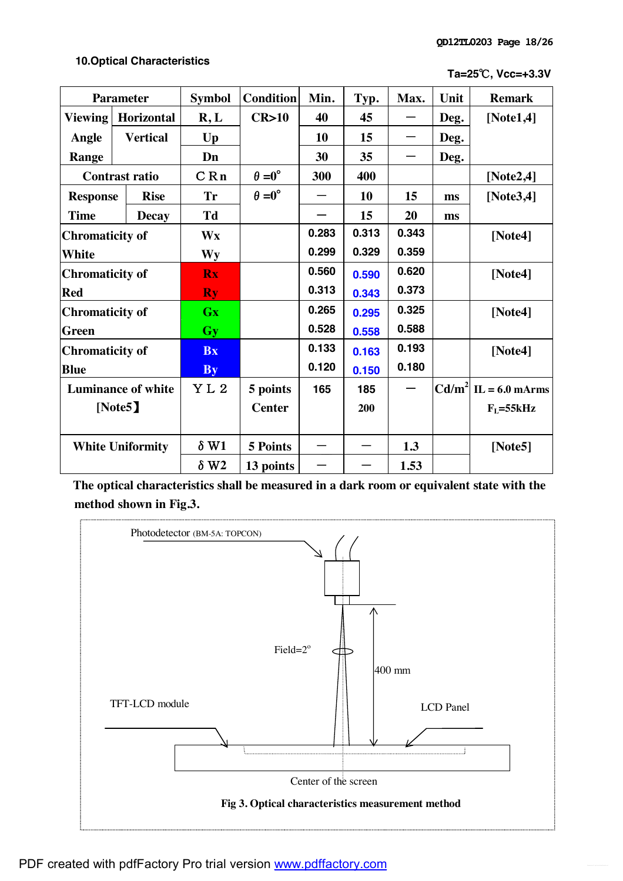## 10.Optical Characteristics

Ta=25℃, Vcc=+3.3V

| Parameter | | Symbol | Condition | Min. | Typ. | Max. | Unit | Remark |
|---|---|---|---|---|---|---|---|---|
| Viewing Angle Range | Horizontal | R, L | CR>10 | 40 | 45 | － | Deg. | [Note1,4] |
| | Vertical | Up | | 10 | 15 | － | Deg. | |
| | | Dn | | 30 | 35 | － | Deg. | |
| Contrast ratio | | C R n | θ =0° | 300 | 400 | | | [Note2,4] |
| Response Time | Rise | Tr | θ =0° | － | 10 | 15 | ms | [Note3,4] |
| | Decay | Td | | － | 15 | 20 | ms | |
| Chromaticity of White | | Wx | | 0.283 | 0.313 | 0.343 | | [Note4] |
| | | Wy | | 0.299 | 0.329 | 0.359 | | |
| Chromaticity of Red | | Rx | | 0.560 | 0.590 | 0.620 | | [Note4] |
| | | Ry | | 0.313 | 0.343 | 0.373 | | |
| Chromaticity of Green | | Gx | | 0.265 | 0.295 | 0.325 | | [Note4] |
| | | Gy | | 0.528 | 0.558 | 0.588 | | |
| Chromaticity of Blue | | Bx | | 0.133 | 0.163 | 0.193 | | [Note4] |
| | | By | | 0.120 | 0.150 | 0.180 | | |
| Luminance of white [Note5】 | | Y L 2 | 5 points<br>Center | 165 | 185<br>200 | － | Cd/m$^2$ | IL = 6.0 mArms<br>$F_L$=55kHz |
| White Uniformity | | δ W1 | 5 Points | － | － | 1.3 | | [Note5] |
| | | δ W2 | 13 points | － | － | 1.53 | | |

**The optical characteristics shall be measured in a dark room or equivalent state with the method shown in Fig.3.**

Photodetector (BM-5A: TOPCON)

Field=2°

400 mm

TFT-LCD module

LCD Panel

Center of the screen

**Fig 3. Optical characteristics measurement method**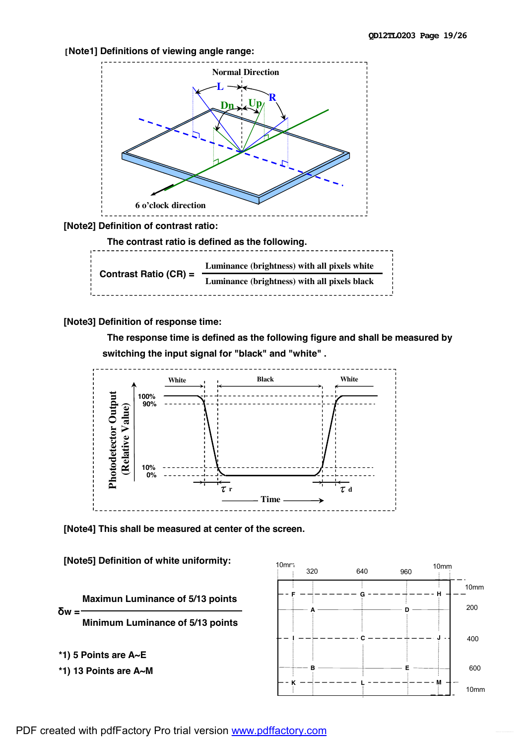[Note1] Definitions of viewing angle range:

[Note2] Definition of contrast ratio:

The contrast ratio is defined as the following.

$$\text{Contrast Ratio (CR)} = \frac{\text{Luminance (brightness) with all pixels white}}{\text{Luminance (brightness) with all pixels black}}$$

[Note3] Definition of response time:

The response time is defined as the following figure and shall be measured by switching the input signal for "black" and "white" .

[Note4] This shall be measured at center of the screen.

[Note5] Definition of white uniformity:

$$\delta w = \frac{\text{Maximun Luminance of 5/13 points}}{\text{Minimum Luminance of 5/13 points}}$$

*1) 5 Points are A~E

*1) 13 Points are A~M

PDF created with pdfFactory Pro trial version www.pdffactory.com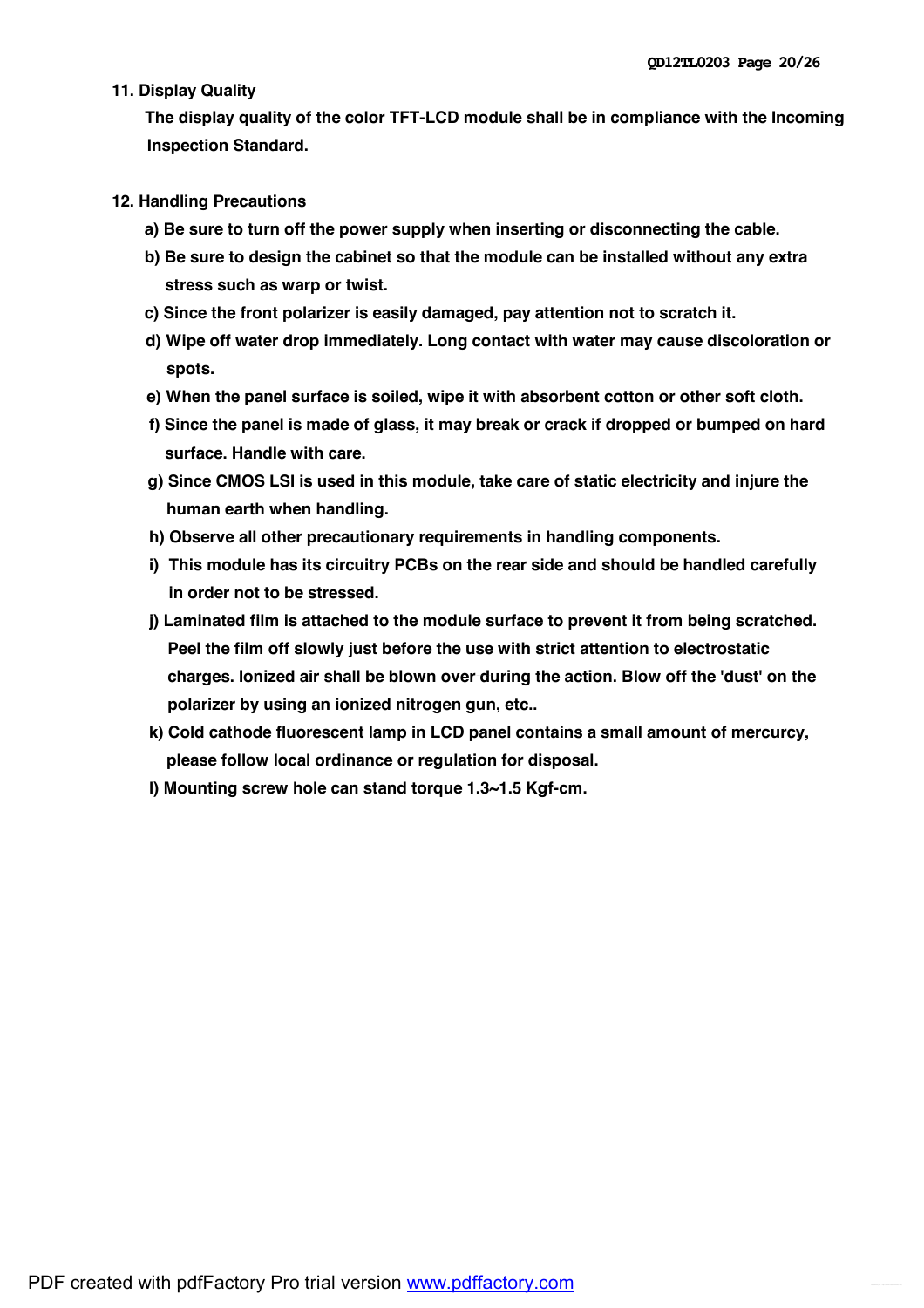## 11. Display Quality

The display quality of the color TFT-LCD module shall be in compliance with the Incoming Inspection Standard.

## 12. Handling Precautions

a) Be sure to turn off the power supply when inserting or disconnecting the cable.

b) Be sure to design the cabinet so that the module can be installed without any extra stress such as warp or twist.

c) Since the front polarizer is easily damaged, pay attention not to scratch it.

d) Wipe off water drop immediately. Long contact with water may cause discoloration or spots.

e) When the panel surface is soiled, wipe it with absorbent cotton or other soft cloth.

f) Since the panel is made of glass, it may break or crack if dropped or bumped on hard surface. Handle with care.

g) Since CMOS LSI is used in this module, take care of static electricity and injure the human earth when handling.

h) Observe all other precautionary requirements in handling components.

i) This module has its circuitry PCBs on the rear side and should be handled carefully in order not to be stressed.

j) Laminated film is attached to the module surface to prevent it from being scratched. Peel the film off slowly just before the use with strict attention to electrostatic charges. Ionized air shall be blown over during the action. Blow off the 'dust' on the polarizer by using an ionized nitrogen gun, etc..

k) Cold cathode fluorescent lamp in LCD panel contains a small amount of mercurcy, please follow local ordinance or regulation for disposal.

l) Mounting screw hole can stand torque 1.3~1.5 Kgf-cm.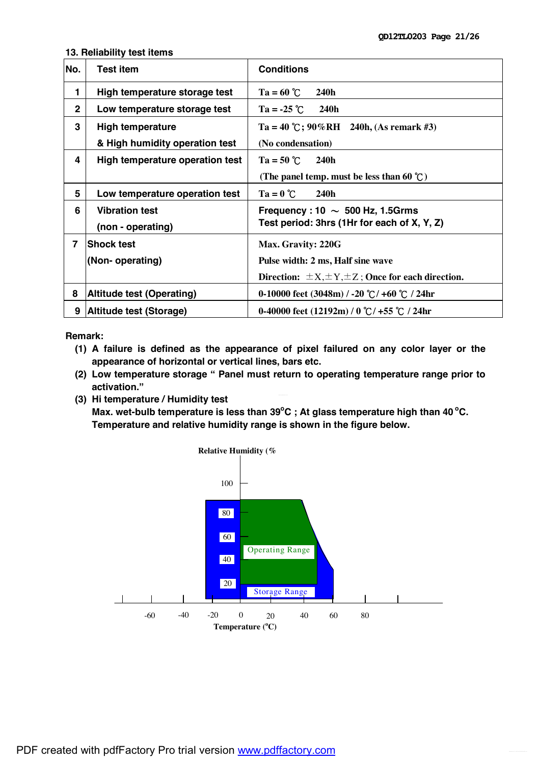## 13. Reliability test items

| No. | Test item | Conditions |
|---|---|---|
| 1 | High temperature storage test | Ta = 60 ℃ 240h |
| 2 | Low temperature storage test | Ta = -25 ℃ 240h |
| 3 | High temperature & High humidity operation test | Ta = 40 ℃; 90%RH 240h, (As remark #3) (No condensation) |
| 4 | High temperature operation test | Ta = 50 ℃ 240h (The panel temp. must be less than 60 ℃) |
| 5 | Low temperature operation test | Ta = 0 ℃ 240h |
| 6 | Vibration test (non - operating) | Frequency : 10 ～ 500 Hz, 1.5Grms Test period: 3hrs (1Hr for each of X, Y, Z) |
| 7 | Shock test (Non- operating) | Max. Gravity: 220G Pulse width: 2 ms, Half sine wave Direction: ±X,±Y,±Z ; Once for each direction. |
| 8 | Altitude test (Operating) | 0-10000 feet (3048m) / -20 ℃/ +60 ℃ / 24hr |
| 9 | Altitude test (Storage) | 0-40000 feet (12192m) / 0 ℃/ +55 ℃ / 24hr |

**Remark:**

1. A failure is defined as the appearance of pixel failured on any color layer or the appearance of horizontal or vertical lines, bars etc.
2. Low temperature storage " Panel must return to operating temperature range prior to activation."
3. Hi temperature / Humidity test
   Max. wet-bulb temperature is less than 39°C ; At glass temperature high than 40 °C.
   Temperature and relative humidity range is shown in the figure below.

Relative Humidity (%

100

80

60

40

20

Operating Range

Storage Range

-60 -40 -20 0 20 40 60 80

Temperature (°C)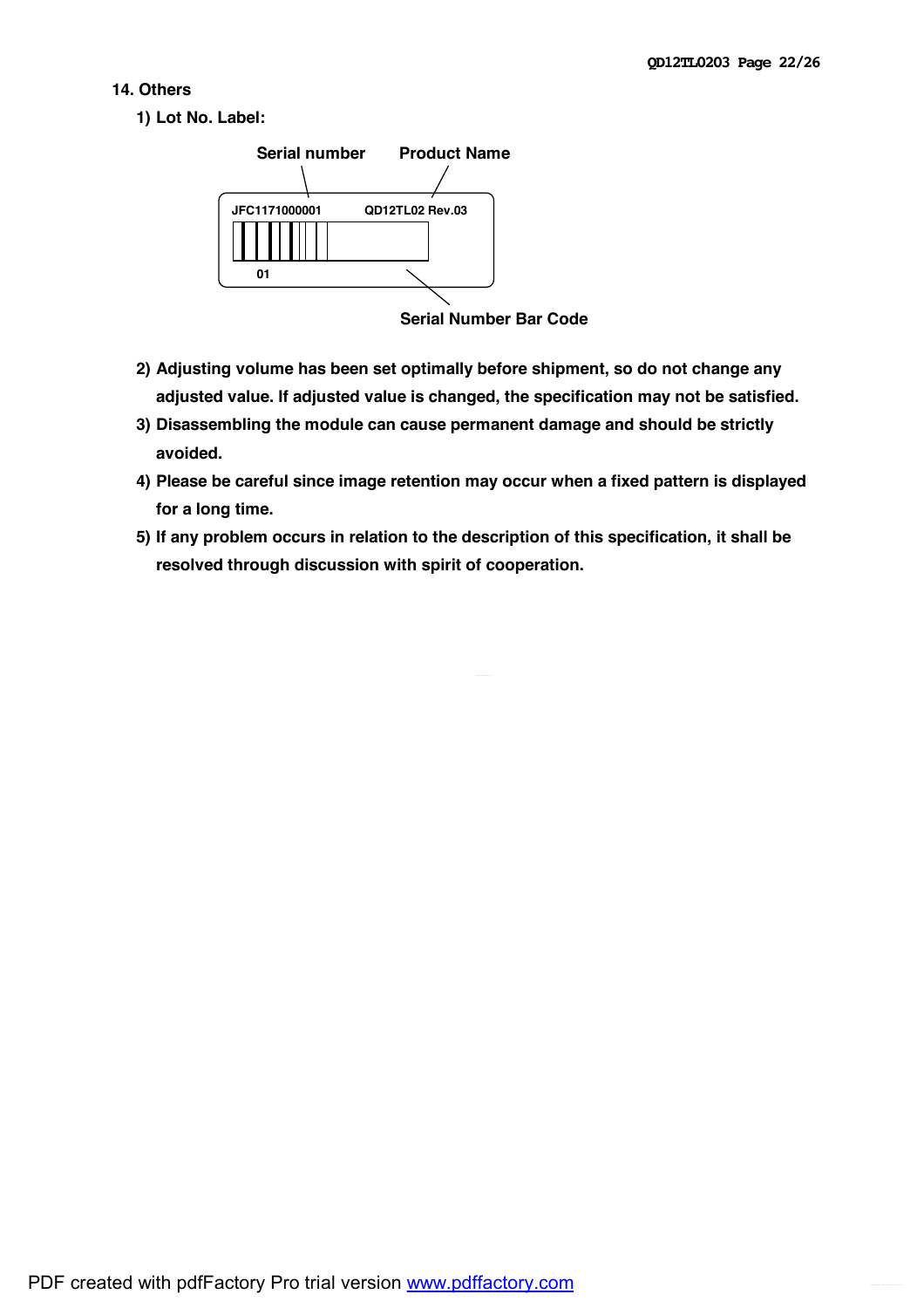## 14. Others

### 1) Lot No. Label:

Serial number    Product Name

JFC1171000001    QD12TL02 Rev.03

01

Serial Number Bar Code

2) Adjusting volume has been set optimally before shipment, so do not change any adjusted value. If adjusted value is changed, the specification may not be satisfied.

3) Disassembling the module can cause permanent damage and should be strictly avoided.

4) Please be careful since image retention may occur when a fixed pattern is displayed for a long time.

5) If any problem occurs in relation to the description of this specification, it shall be resolved through discussion with spirit of cooperation.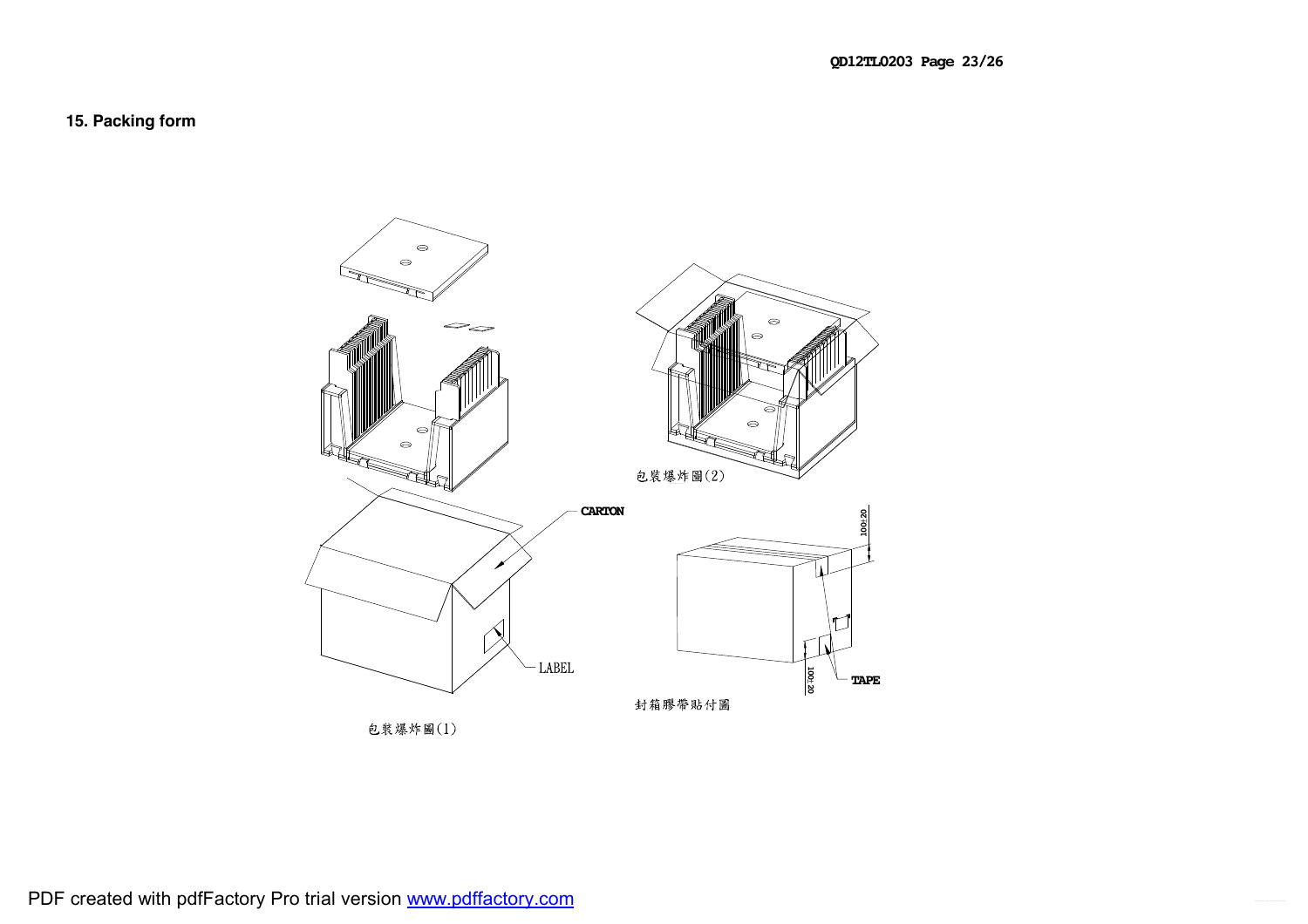## 15. Packing form

CARTON

LABEL

包裝爆炸圖(1)

包裝爆炸圖(2)

100±20

TAPE

100±20

封箱膠帶貼付圖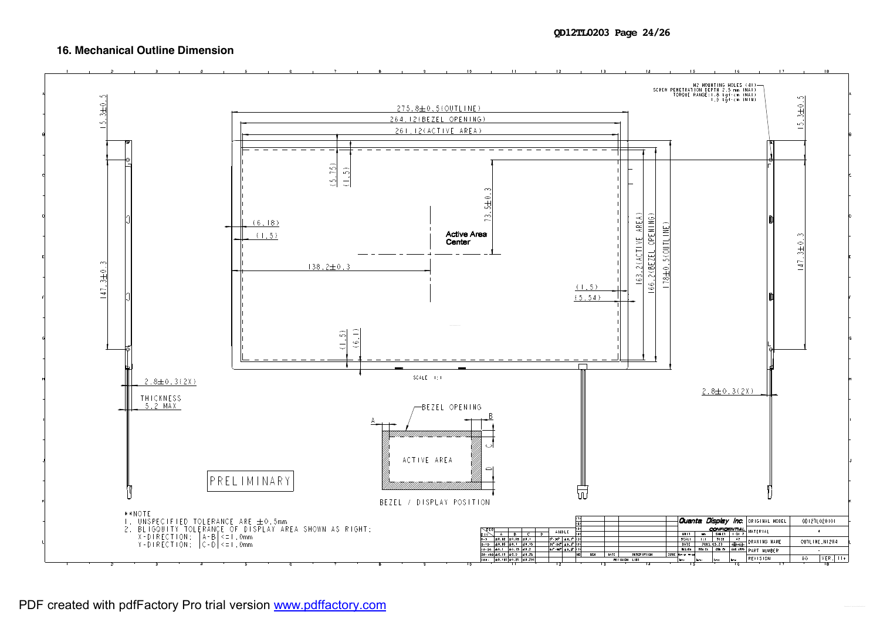## 16. Mechanical Outline Dimension

275.8±0.5(OUTLINE)

264.12(BEZEL OPENING)

261.12(ACTIVE AREA)

(5.75)

(1.5)

73.5±0.3

(6.18)

(1.5)

Active Area Center

138.2±0.3

(1.5)

(5.54)

163.2(ACTIVE AREA)

166.2(BEZEL OPENING)

178±0.5(OUTLINE)

(1.5)

(6.1)

15.3±0.5

147.3±0.3

M2 MOUNTING HOLES (4X)
SCREW PENETRATION DEPTH 2.5 mm (MAX)
TORQUE RANGE:1.8 kgf-cm (MAX)
1.0 kgf-cm (MIN)

2.8±0.3(2X)

THICKNESS
5.2 MAX

SCALE 1:1

BEZEL OPENING

ACTIVE AREA

BEZEL / DISPLAY POSITION

PRELIMINARY

**NOTE
1. UNSPECIFIED TOLERANCE ARE ±0.5mm
2. BLIGQUITY TOLERANCE OF DISPLAY AREA SHOWN AS RIGHT;
X-DIRECTION; |A-B|<=1.0mm
Y-DIRECTION; |C-D|<=1.0mm

Quanta Display Inc. CONFIDENTIAL

| ORIGINAL MODEL | QD12TL02(01) |
|---|---|
| MATERIAL | - |
| DRAWING NAME | OUTLINE_N12W4 |
| PART NUMBER | - |
| REVISION | 00 |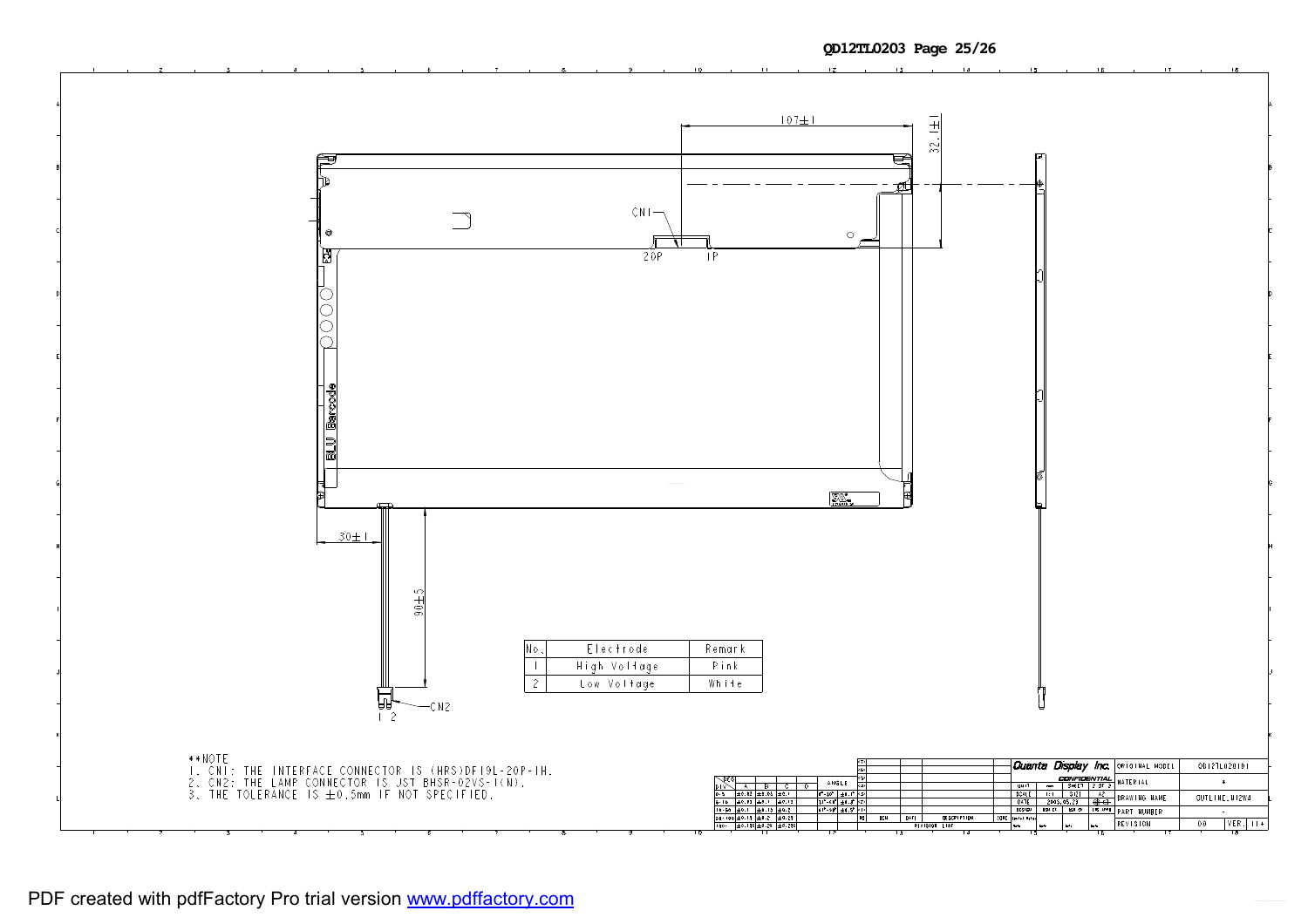107±1

32.1±1

CN1

20P

1P

BLU Barcode

30±1

90±5

CN2

1 2

| No. | Electrode | Remark |
|---|---|---|
| 1 | High Voltage | Pink |
| 2 | Low Voltage | White |

**NOTE
1. CN1: THE INTERFACE CONNECTOR IS (HRS)DF19L-20P-1H.
2. CN2: THE LAMP CONNECTOR IS JST BHSR-02VS-1(N).
3. THE TOLERANCE IS ±0.5mm IF NOT SPECIFIED.

Quanta Display Inc.

CONFIDENTIAL

| | |
|---|---|
| ORIGINAL MODEL | QD12TL02010 |
| MATERIAL | - |
| DRAWING NAME | OUTLINE_M12W4 |
| PART NUMBER | - |
| REVISION | 00 |

DATE 2003.05.23

PDF created with pdfFactory Pro trial version www.pdffactory.com